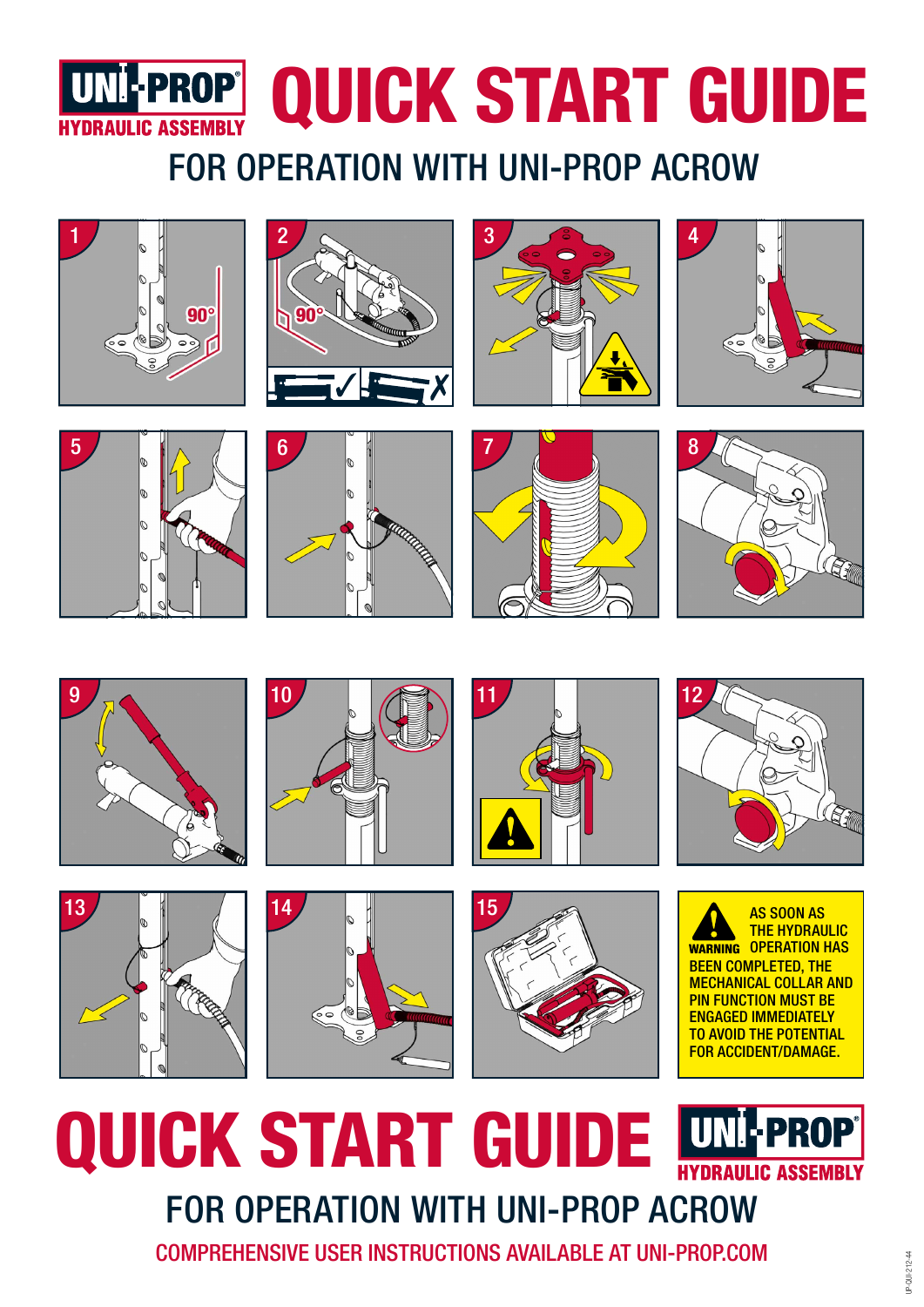# UNI-PROP HYDRAULIC ASSEMBLY QUICK START GUIDE

## FOR OPERATION WITH UNI-PROP ACROW

1 90°

2 90°

3

4

5

6

7

8

9

10

11

12

13

14

15

**WARNING** AS SOON AS THE HYDRAULIC OPERATION HAS BEEN COMPLETED, THE MECHANICAL COLLAR AND PIN FUNCTION MUST BE ENGAGED IMMEDIATELY TO AVOID THE POTENTIAL FOR ACCIDENT/DAMAGE.

# QUICK START GUIDE UNI-PROP HYDRAULIC ASSEMBLY

## FOR OPERATION WITH UNI-PROP ACROW

COMPREHENSIVE USER INSTRUCTIONS AVAILABLE AT UNI-PROP.COM

UP-QUI-212-44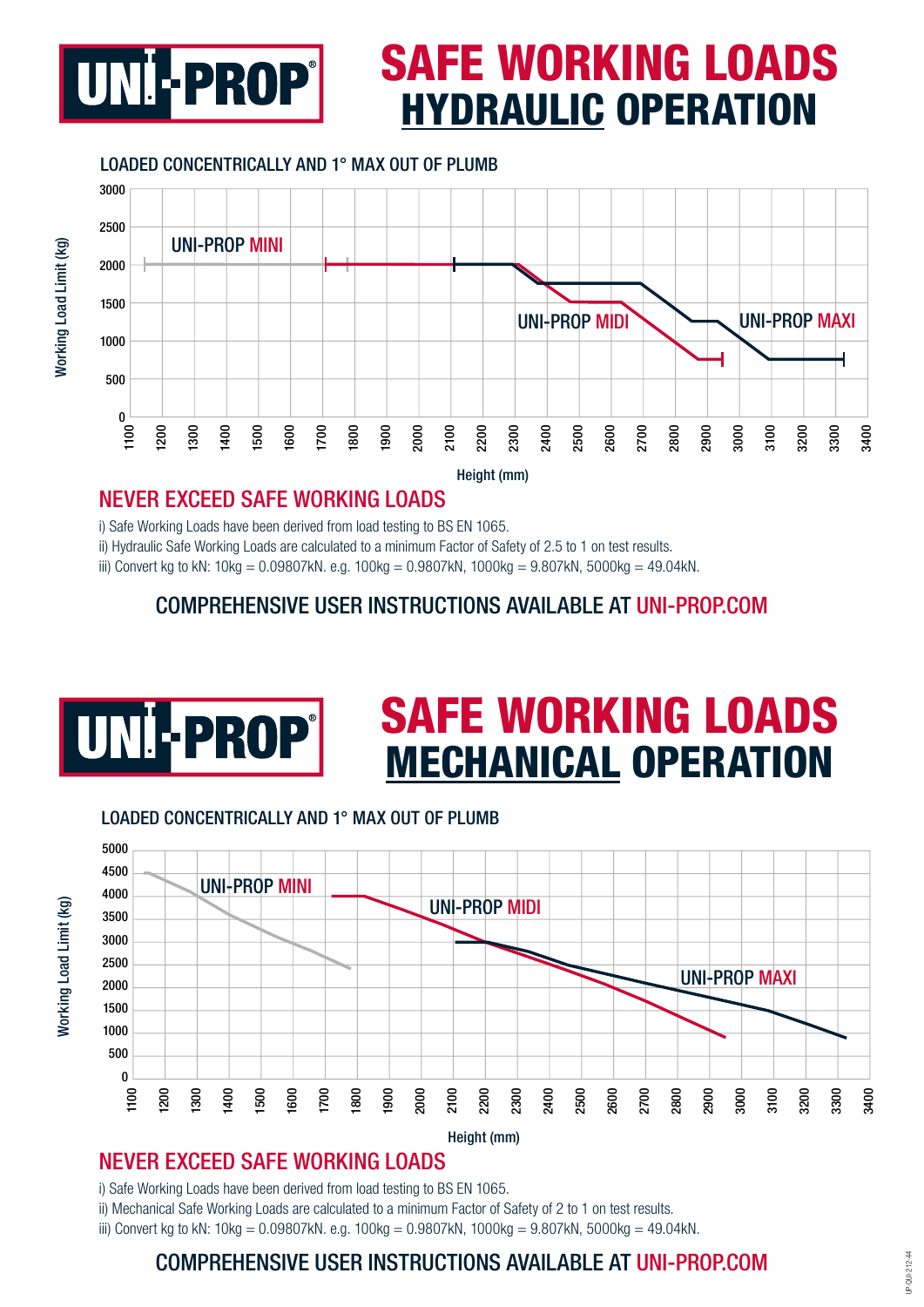# UNI-PROP®

# SAFE WORKING LOADS
## HYDRAULIC OPERATION

LOADED CONCENTRICALLY AND 1° MAX OUT OF PLUMB

Working Load Limit (kg)

3000
2500
2000
1500
1000
500
0

1100 1200 1300 1400 1500 1600 1700 1800 1900 2000 2100 2200 2300 2400 2500 2600 2700 2800 2900 3000 3100 3200 3300 3400

Height (mm)

UNI-PROP MINI

UNI-PROP MIDI

UNI-PROP MAXI

## NEVER EXCEED SAFE WORKING LOADS

i) Safe Working Loads have been derived from load testing to BS EN 1065.

ii) Hydraulic Safe Working Loads are calculated to a minimum Factor of Safety of 2.5 to 1 on test results.

iii) Convert kg to kN: 10kg = 0.09807kN. e.g. 100kg = 0.9807kN, 1000kg = 9.807kN, 5000kg = 49.04kN.

**COMPREHENSIVE USER INSTRUCTIONS AVAILABLE AT UNI-PROP.COM**

# UNI-PROP®

# SAFE WORKING LOADS
## MECHANICAL OPERATION

LOADED CONCENTRICALLY AND 1° MAX OUT OF PLUMB

Working Load Limit (kg)

5000
4500
4000
3500
3000
2500
2000
1500
1000
500
0

1100 1200 1300 1400 1500 1600 1700 1800 1900 2000 2100 2200 2300 2400 2500 2600 2700 2800 2900 3000 3100 3200 3300 3400

Height (mm)

UNI-PROP MINI

UNI-PROP MIDI

UNI-PROP MAXI

## NEVER EXCEED SAFE WORKING LOADS

i) Safe Working Loads have been derived from load testing to BS EN 1065.

ii) Mechanical Safe Working Loads are calculated to a minimum Factor of Safety of 2 to 1 on test results.

iii) Convert kg to kN: 10kg = 0.09807kN. e.g. 100kg = 0.9807kN, 1000kg = 9.807kN, 5000kg = 49.04kN.

**COMPREHENSIVE USER INSTRUCTIONS AVAILABLE AT UNI-PROP.COM**

UP-QUI-212-44